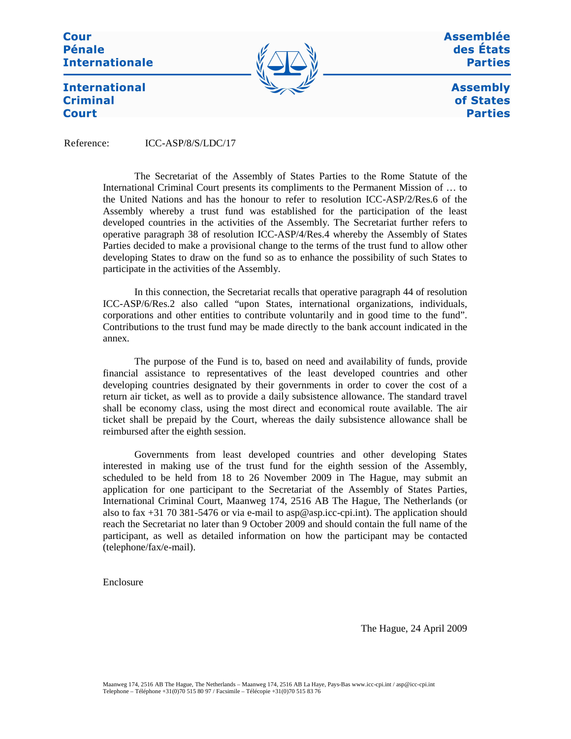**Cour Pénale Internationale**

**International Criminal Court**

**Assemblée des États Parties**

**Assembly of States Parties**

Reference: ICC-ASP/8/S/LDC/17

The Secretariat of the Assembly of States Parties to the Rome Statute of the International Criminal Court presents its compliments to the Permanent Mission of … to the United Nations and has the honour to refer to resolution ICC-ASP/2/Res.6 of the Assembly whereby a trust fund was established for the participation of the least developed countries in the activities of the Assembly. The Secretariat further refers to operative paragraph 38 of resolution ICC-ASP/4/Res.4 whereby the Assembly of States Parties decided to make a provisional change to the terms of the trust fund to allow other developing States to draw on the fund so as to enhance the possibility of such States to participate in the activities of the Assembly.

In this connection, the Secretariat recalls that operative paragraph 44 of resolution ICC-ASP/6/Res.2 also called "upon States, international organizations, individuals, corporations and other entities to contribute voluntarily and in good time to the fund". Contributions to the trust fund may be made directly to the bank account indicated in the annex.

The purpose of the Fund is to, based on need and availability of funds, provide financial assistance to representatives of the least developed countries and other developing countries designated by their governments in order to cover the cost of a return air ticket, as well as to provide a daily subsistence allowance. The standard travel shall be economy class, using the most direct and economical route available. The air ticket shall be prepaid by the Court, whereas the daily subsistence allowance shall be reimbursed after the eighth session.

Governments from least developed countries and other developing States interested in making use of the trust fund for the eighth session of the Assembly, scheduled to be held from 18 to 26 November 2009 in The Hague, may submit an application for one participant to the Secretariat of the Assembly of States Parties, International Criminal Court, Maanweg 174, 2516 AB The Hague, The Netherlands (or also to fax +31 70 381-5476 or via e-mail to asp@asp.icc-cpi.int). The application should reach the Secretariat no later than 9 October 2009 and should contain the full name of the participant, as well as detailed information on how the participant may be contacted (telephone/fax/e-mail).

Enclosure

The Hague, 24 April 2009

Maanweg 174, 2516 AB The Hague, The Netherlands – Maanweg 174, 2516 AB La Haye, Pays-Bas www.icc-cpi.int / asp@icc-cpi.int
Telephone – Téléphone +31(0)70 515 80 97 / Facsimile – Télécopie +31(0)70 515 83 76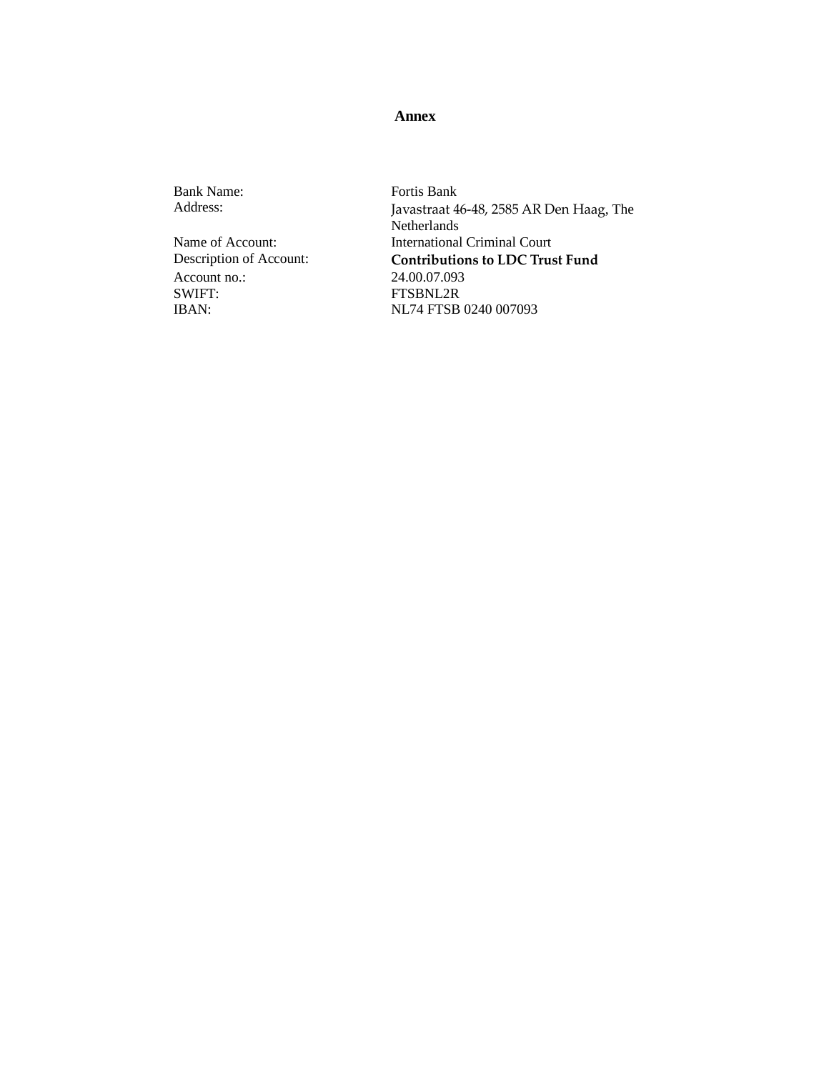**Annex**

| | |
|---|---|
| Bank Name: | Fortis Bank |
| Address: | Javastraat 46-48, 2585 AR Den Haag, The Netherlands |
| Name of Account: | International Criminal Court |
| Description of Account: | **Contributions to LDC Trust Fund** |
| Account no.: | 24.00.07.093 |
| SWIFT: | FTSBNL2R |
| IBAN: | NL74 FTSB 0240 007093 |